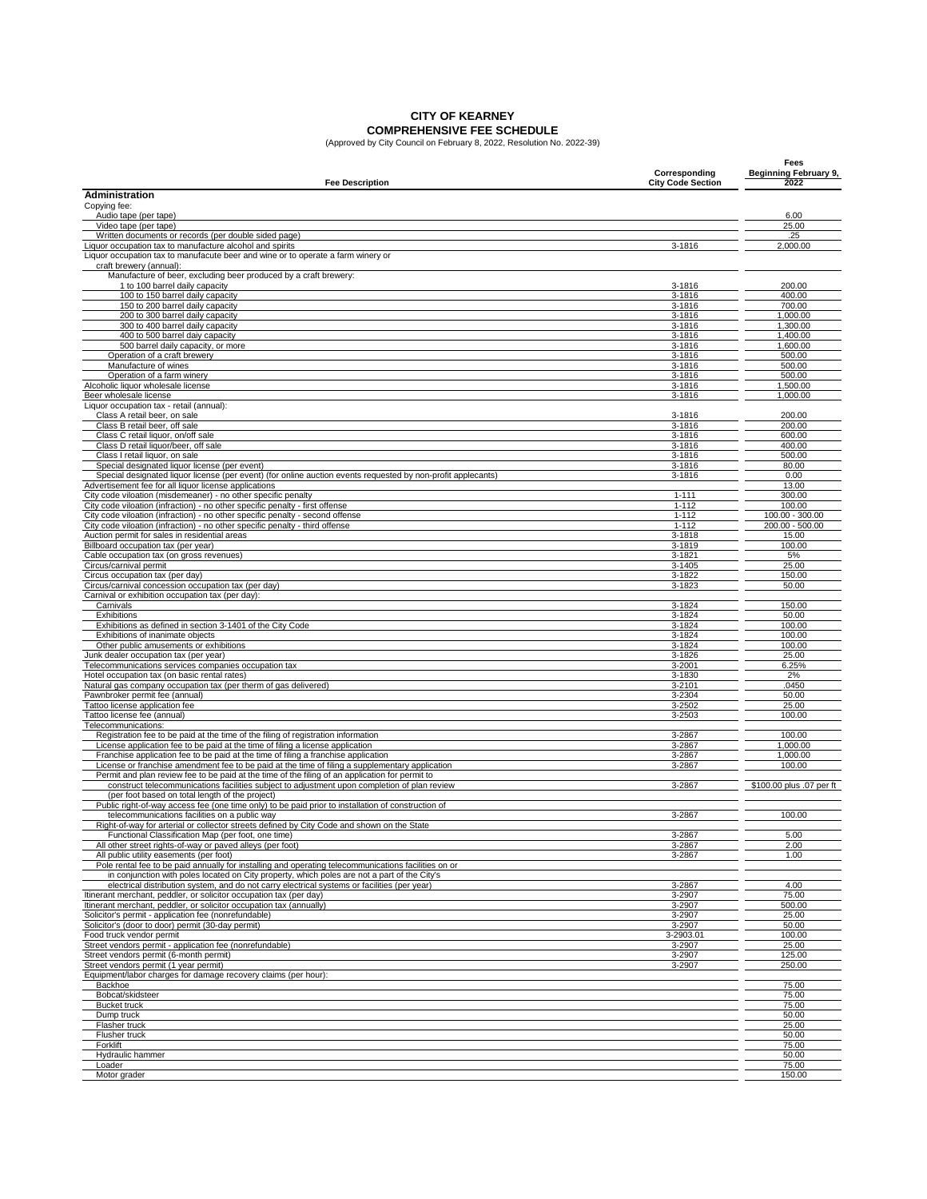# CITY OF KEARNEY
## COMPREHENSIVE FEE SCHEDULE

(Approved by City Council on February 8, 2022, Resolution No. 2022-39)

| Fee Description | Corresponding City Code Section | Fees Beginning February 9, 2022 |
|---|---|---|
| **Administration** | | |
| Copying fee: | | |
| Audio tape (per tape) | | 6.00 |
| Video tape (per tape) | | 25.00 |
| Written documents or records (per double sided page) | | .25 |
| Liquor occupation tax to manufacture alcohol and spirits | 3-1816 | 2,000.00 |
| Liquor occupation tax to manufacute beer and wine or to operate a farm winery or craft brewery (annual): | | |
| Manufacture of beer, excluding beer produced by a craft brewery: | | |
| 1 to 100 barrel daily capacity | 3-1816 | 200.00 |
| 100 to 150 barrel daily capacity | 3-1816 | 400.00 |
| 150 to 200 barrel daily capacity | 3-1816 | 700.00 |
| 200 to 300 barrel daily capacity | 3-1816 | 1,000.00 |
| 300 to 400 barrel daily capacity | 3-1816 | 1,300.00 |
| 400 to 500 barrel daily capacity | 3-1816 | 1,400.00 |
| 500 barrel daily capacity, or more | 3-1816 | 1,600.00 |
| Operation of a craft brewery | 3-1816 | 500.00 |
| Manufacture of wines | 3-1816 | 500.00 |
| Operation of a farm winery | 3-1816 | 500.00 |
| Alcoholic liquor wholesale license | 3-1816 | 1,500.00 |
| Beer wholesale license | 3-1816 | 1,000.00 |
| Liquor occupation tax - retail (annual): | | |
| Class A retail beer, on sale | 3-1816 | 200.00 |
| Class B retail beer, off sale | 3-1816 | 200.00 |
| Class C retail liquor, on/off sale | 3-1816 | 600.00 |
| Class D retail liquor/beer, off sale | 3-1816 | 400.00 |
| Class I retail liquor, on sale | 3-1816 | 500.00 |
| Special designated liquor license (per event) | 3-1816 | 80.00 |
| Special designated liquor license (per event) (for online auction events requested by non-profit applecants) | 3-1816 | 0.00 |
| Advertisement fee for all liquor license applications | | 13.00 |
| City code viloation (misdemeaner) - no other specific penalty | 1-111 | 300.00 |
| City code viloation (infraction) - no other specific penalty - first offense | 1-112 | 100.00 |
| City code viloation (infraction) - no other specific penalty - second offense | 1-112 | 100.00 - 300.00 |
| City code viloation (infraction) - no other specific penalty - third offense | 1-112 | 200.00 - 500.00 |
| Auction permit for sales in residential areas | 3-1818 | 15.00 |
| Billboard occupation tax (per year) | 3-1819 | 100.00 |
| Cable occupation tax (on gross revenues) | 3-1821 | 5% |
| Circus/carnival permit | 3-1405 | 25.00 |
| Circus occupation tax (per day) | 3-1822 | 150.00 |
| Circus/carnival concession occupation tax (per day) | 3-1823 | 50.00 |
| Carnival or exhibition occupation tax (per day): | | |
| Carnivals | 3-1824 | 150.00 |
| Exhibitions | 3-1824 | 50.00 |
| Exhibitions as defined in section 3-1401 of the City Code | 3-1824 | 100.00 |
| Exhibitions of inanimate objects | 3-1824 | 100.00 |
| Other public amusements or exhibitions | 3-1824 | 100.00 |
| Junk dealer occupation tax (per year) | 3-1826 | 25.00 |
| Telecommunications services companies occupation tax | 3-2001 | 6.25% |
| Hotel occupation tax (on basic rental rates) | 3-1830 | 2% |
| Natural gas company occupation tax (per therm of gas delivered) | 3-2101 | .0450 |
| Pawnbroker permit fee (annual) | 3-2304 | 50.00 |
| Tattoo license application fee | 3-2502 | 25.00 |
| Tattoo license fee (annual) | 3-2503 | 100.00 |
| Telecommunications: | | |
| Registration fee to be paid at the time of the filing of registration information | 3-2867 | 100.00 |
| License application fee to be paid at the time of filing a license application | 3-2867 | 1,000.00 |
| Franchise application fee to be paid at the time of filing a franchise application | 3-2867 | 1,000.00 |
| License or franchise amendment fee to be paid at the time of filing a supplementary application | 3-2867 | 100.00 |
| Permit and plan review fee to be paid at the time of the filing of an application for permit to construct telecommunications facilities subject to adjustment upon completion of plan review (per foot based on total length of the project) | 3-2867 | \$100.00 plus .07 per ft |
| Public right-of-way access fee (one time only) to be paid prior to installation of construction of telecommunications facilities on a public way | 3-2867 | 100.00 |
| Right-of-way for arterial or collector streets defined by City Code and shown on the State Functional Classification Map (per foot, one time) | 3-2867 | 5.00 |
| All other street rights-of-way or paved alleys (per foot) | 3-2867 | 2.00 |
| All public utility easements (per foot) | 3-2867 | 1.00 |
| Pole rental fee to be paid annually for installing and operating telecommunications facilities on or in conjunction with poles located on City property, which poles are not a part of the City's electrical distribution system, and do not carry electrical systems or facilities (per year) | 3-2867 | 4.00 |
| Itinerant merchant, peddler, or solicitor occupation tax (per day) | 3-2907 | 75.00 |
| Itinerant merchant, peddler, or solicitor occupation tax (annually) | 3-2907 | 500.00 |
| Solicitor's permit - application fee (nonrefundable) | 3-2907 | 25.00 |
| Solicitor's (door to door) permit (30-day permit) | 3-2907 | 50.00 |
| Food truck vendor permit | 3-2903.01 | 100.00 |
| Street vendors permit - application fee (nonrefundable) | 3-2907 | 25.00 |
| Street vendors permit (6-month permit) | 3-2907 | 125.00 |
| Street vendors permit (1 year permit) | 3-2907 | 250.00 |
| Equipment/labor charges for damage recovery claims (per hour): | | |
| Backhoe | | 75.00 |
| Bobcat/skidsteer | | 75.00 |
| Bucket truck | | 75.00 |
| Dump truck | | 50.00 |
| Flasher truck | | 25.00 |
| Flusher truck | | 50.00 |
| Forklift | | 75.00 |
| Hydraulic hammer | | 50.00 |
| Loader | | 75.00 |
| Motor grader | | 150.00 |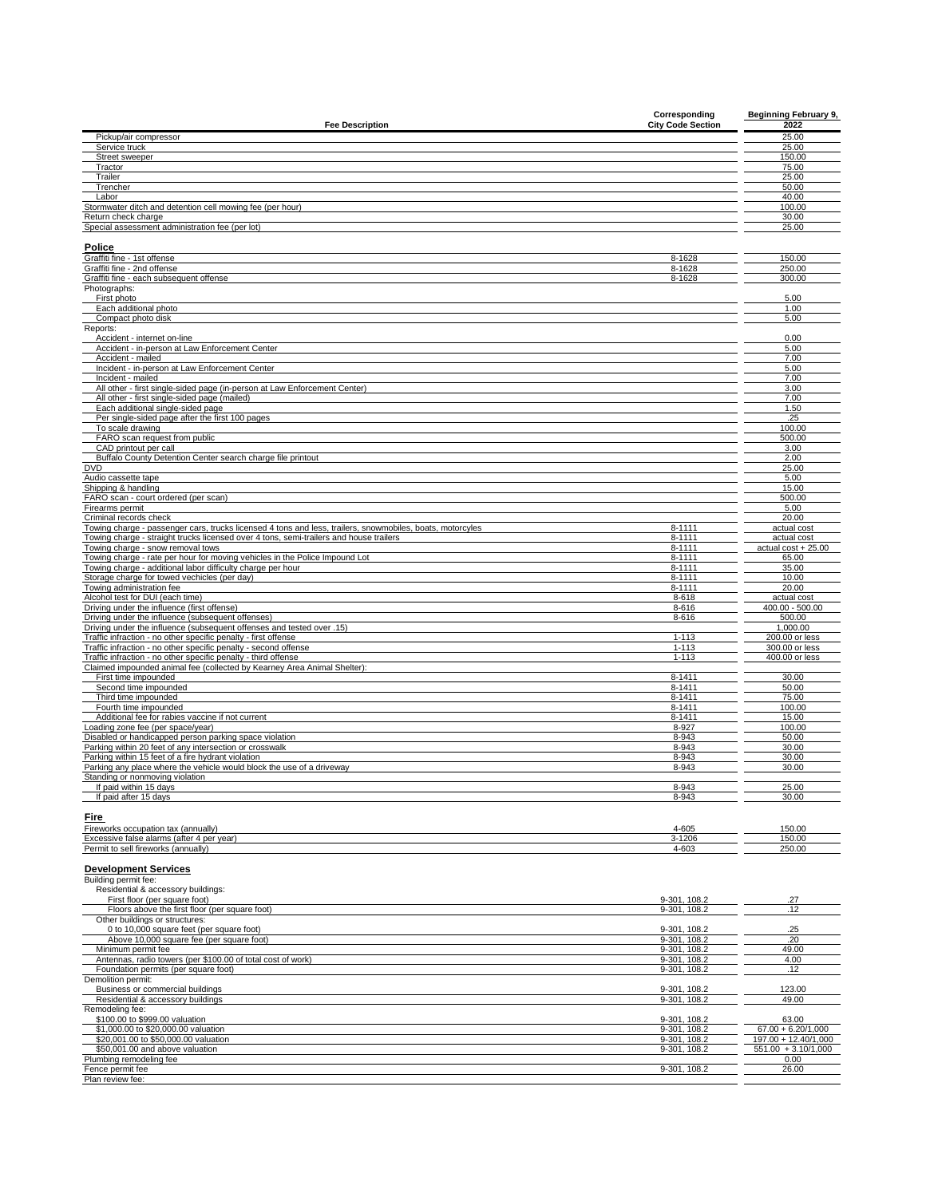| Fee Description | Corresponding City Code Section | Beginning February 9, 2022 |
|---|---|---|
| Pickup/air compressor | | 25.00 |
| Service truck | | 25.00 |
| Street sweeper | | 150.00 |
| Tractor | | 75.00 |
| Trailer | | 25.00 |
| Trencher | | 50.00 |
| Labor | | 40.00 |
| Stormwater ditch and detention cell mowing fee (per hour) | | 100.00 |
| Return check charge | | 30.00 |
| Special assessment administration fee (per lot) | | 25.00 |
| **Police** | | |
| Graffiti fine - 1st offense | 8-1628 | 150.00 |
| Graffiti fine - 2nd offense | 8-1628 | 250.00 |
| Graffiti fine - each subsequent offense | 8-1628 | 300.00 |
| Photographs: | | |
| First photo | | 5.00 |
| Each additional photo | | 1.00 |
| Compact photo disk | | 5.00 |
| Reports: | | |
| Accident - internet on-line | | 0.00 |
| Accident - in-person at Law Enforcement Center | | 5.00 |
| Accident - mailed | | 7.00 |
| Incident - in-person at Law Enforcement Center | | 5.00 |
| Incident - mailed | | 7.00 |
| All other - first single-sided page (in-person at Law Enforcement Center) | | 3.00 |
| All other - first single-sided page (mailed) | | 7.00 |
| Each additional single-sided page | | 1.50 |
| Per single-sided page after the first 100 pages | | .25 |
| To scale drawing | | 100.00 |
| FARO scan request from public | | 500.00 |
| CAD printout per call | | 3.00 |
| Buffalo County Detention Center search charge file printout | | 2.00 |
| DVD | | 25.00 |
| Audio cassette tape | | 5.00 |
| Shipping & handling | | 15.00 |
| FARO scan - court ordered (per scan) | | 500.00 |
| Firearms permit | | 5.00 |
| Criminal records check | | 20.00 |
| Towing charge - passenger cars, trucks licensed 4 tons and less, trailers, snowmobiles, boats, motorcycles | 8-1111 | actual cost |
| Towing charge - straight trucks licensed over 4 tons, semi-trailers and house trailers | 8-1111 | actual cost |
| Towing charge - snow removal tows | 8-1111 | actual cost + 25.00 |
| Towing charge - rate per hour for moving vehicles in the Police Impound Lot | 8-1111 | 65.00 |
| Towing charge - additional labor difficulty charge per hour | 8-1111 | 35.00 |
| Storage charge for towed vechicles (per day) | 8-1111 | 10.00 |
| Towing administration fee | 8-1111 | 20.00 |
| Alcohol test for DUI (each time) | 8-618 | actual cost |
| Driving under the influence (first offense) | 8-616 | 400.00 - 500.00 |
| Driving under the influence (subsequent offenses) | 8-616 | 500.00 |
| Driving under the influence (subsequent offenses and tested over .15) | | 1,000.00 |
| Traffic infraction - no other specific penalty - first offense | 1-113 | 200.00 or less |
| Traffic infraction - no other specific penalty - second offense | 1-113 | 300.00 or less |
| Traffic infraction - no other specific penalty - third offense | 1-113 | 400.00 or less |
| Claimed impounded animal fee (collected by Kearney Area Animal Shelter): | | |
| First time impounded | 8-1411 | 30.00 |
| Second time impounded | 8-1411 | 50.00 |
| Third time impounded | 8-1411 | 75.00 |
| Fourth time impounded | 8-1411 | 100.00 |
| Additional fee for rabies vaccine if not current | 8-1411 | 15.00 |
| Loading zone fee (per space/year) | 8-927 | 100.00 |
| Disabled or handicapped person parking space violation | 8-943 | 50.00 |
| Parking within 20 feet of any intersection or crosswalk | 8-943 | 30.00 |
| Parking within 15 feet of a fire hydrant violation | 8-943 | 30.00 |
| Parking any place where the vehicle would block the use of a driveway | 8-943 | 30.00 |
| Standing or nonmoving violation | | |
| If paid within 15 days | 8-943 | 25.00 |
| If paid after 15 days | 8-943 | 30.00 |
| **Fire** | | |
| Fireworks occupation tax (annually) | 4-605 | 150.00 |
| Excessive false alarms (after 4 per year) | 3-1206 | 150.00 |
| Permit to sell fireworks (annually) | 4-603 | 250.00 |
| **Development Services** | | |
| Building permit fee: | | |
| Residential & accessory buildings: | | |
| First floor (per square foot) | 9-301, 108.2 | .27 |
| Floors above the first floor (per square foot) | 9-301, 108.2 | .12 |
| Other buildings or structures: | | |
| 0 to 10,000 square feet (per square foot) | 9-301, 108.2 | .25 |
| Above 10,000 square fee (per square foot) | 9-301, 108.2 | .20 |
| Minimum permit fee | 9-301, 108.2 | 49.00 |
| Antennas, radio towers (per $100.00 of total cost of work) | 9-301, 108.2 | 4.00 |
| Foundation permits (per square foot) | 9-301, 108.2 | .12 |
| Demolition permit: | | |
| Business or commercial buildings | 9-301, 108.2 | 123.00 |
| Residential & accessory buildings | 9-301, 108.2 | 49.00 |
| Remodeling fee: | | |
| $100.00 to $999.00 valuation | 9-301, 108.2 | 63.00 |
| $1,000.00 to $20,000.00 valuation | 9-301, 108.2 | 67.00 + 6.20/1,000 |
| $20,001.00 to $50,000.00 valuation | 9-301, 108.2 | 197.00 + 12.40/1,000 |
| $50,001.00 and above valuation | 9-301, 108.2 | 551.00 + 3.10/1,000 |
| Plumbing remodeling fee | | 0.00 |
| Fence permit fee | 9-301, 108.2 | 26.00 |
| Plan review fee: | | |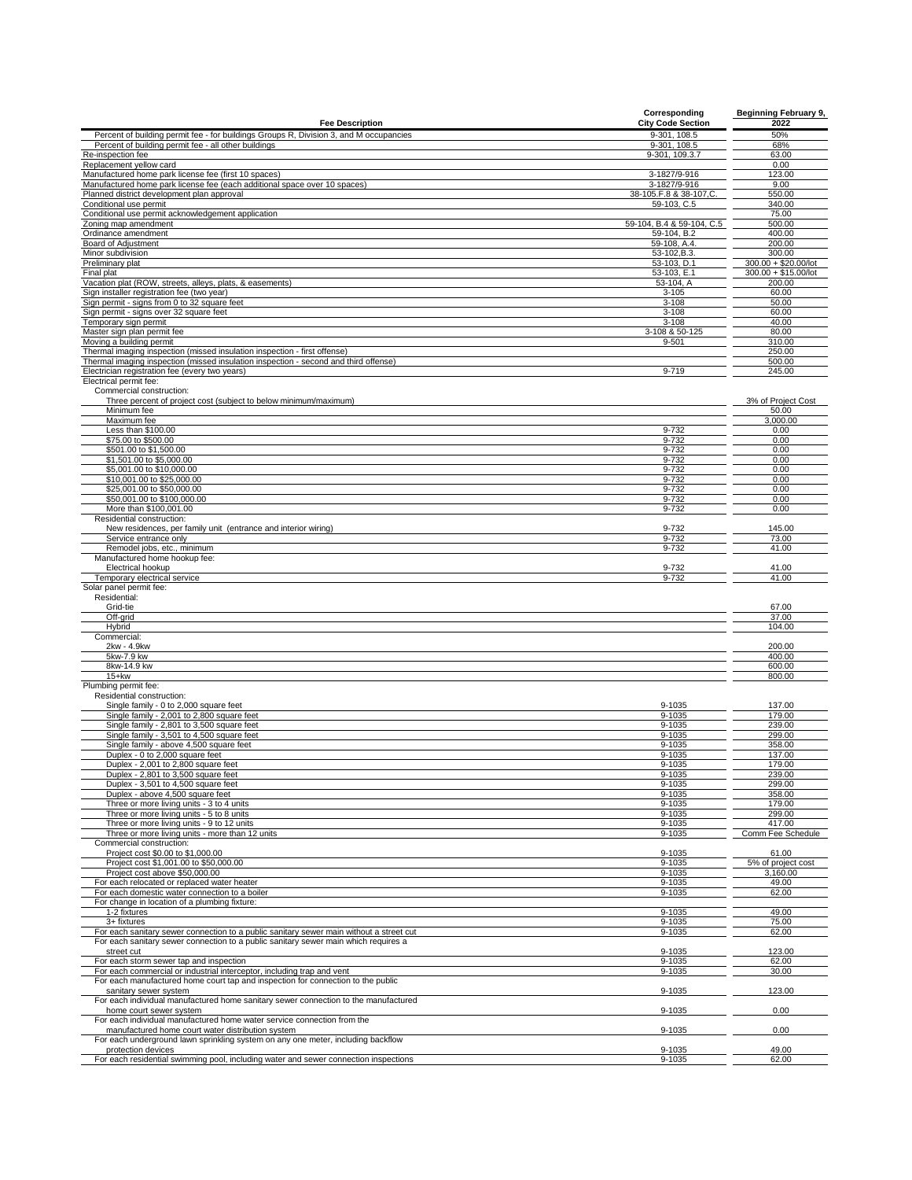| Fee Description | Corresponding City Code Section | Beginning February 9, 2022 |
|---|---|---|
| Percent of building permit fee - for buildings Groups R, Division 3, and M occupancies | 9-301, 108.5 | 50% |
| Percent of building permit fee - all other buildings | 9-301, 108.5 | 68% |
| Re-inspection fee | 9-301, 109.3.7 | 63.00 |
| Replacement yellow card | | 0.00 |
| Manufactured home park license fee (first 10 spaces) | 3-1827/9-916 | 123.00 |
| Manufactured home park license fee (each additional space over 10 spaces) | 3-1827/9-916 | 9.00 |
| Planned district development plan approval | 38-105.F.8 & 38-107,C. | 550.00 |
| Conditional use permit | 59-103, C.5 | 340.00 |
| Conditional use permit acknowledgement application | | 75.00 |
| Zoning map amendment | 59-104, B.4 & 59-104, C.5 | 500.00 |
| Ordinance amendment | 59-104, B.2 | 400.00 |
| Board of Adjustment | 59-108, A.4. | 200.00 |
| Minor subdivision | 53-102,B.3. | 300.00 |
| Preliminary plat | 53-103, D.1 | 300.00 + $20.00/lot |
| Final plat | 53-103, E.1 | 300.00 + $15.00/lot |
| Vacation plat (ROW, streets, alleys, plats, & easements) | 53-104, A | 200.00 |
| Sign installer registration fee (two year) | 3-105 | 60.00 |
| Sign permit - signs from 0 to 32 square feet | 3-108 | 50.00 |
| Sign permit - signs over 32 square feet | 3-108 | 60.00 |
| Temporary sign permit | 3-108 | 40.00 |
| Master sign plan permit fee | 3-108 & 50-125 | 80.00 |
| Moving a building permit | 9-501 | 310.00 |
| Thermal imaging inspection (missed insulation inspection - first offense) | | 250.00 |
| Thermal imaging inspection (missed insulation inspection - second and third offense) | | 500.00 |
| Electrician registration fee (every two years) | 9-719 | 245.00 |
| Electrical permit fee: | | |
| Commercial construction: | | |
| Three percent of project cost (subject to below minimum/maximum) | | 3% of Project Cost |
| Minimum fee | | 50.00 |
| Maximum fee | | 3,000.00 |
| Less than $100.00 | 9-732 | 0.00 |
| $75.00 to $500.00 | 9-732 | 0.00 |
| $501.00 to $1,500.00 | 9-732 | 0.00 |
| $1,501.00 to $5,000.00 | 9-732 | 0.00 |
| $5,001.00 to $10,000.00 | 9-732 | 0.00 |
| $10,001.00 to $25,000.00 | 9-732 | 0.00 |
| $25,001.00 to $50,000.00 | 9-732 | 0.00 |
| $50,001.00 to $100,000.00 | 9-732 | 0.00 |
| More than $100,001.00 | 9-732 | 0.00 |
| Residential construction: | | |
| New residences, per family unit (entrance and interior wiring) | 9-732 | 145.00 |
| Service entrance only | 9-732 | 73.00 |
| Remodel jobs, etc., minimum | 9-732 | 41.00 |
| Manufactured home hookup fee: | | |
| Electrical hookup | 9-732 | 41.00 |
| Temporary electrical service | 9-732 | 41.00 |
| Solar panel permit fee: | | |
| Residential: | | |
| Grid-tie | | 67.00 |
| Off-grid | | 37.00 |
| Hybrid | | 104.00 |
| Commercial: | | |
| 2kw - 4.9kw | | 200.00 |
| 5kw-7.9 kw | | 400.00 |
| 8kw-14.9 kw | | 600.00 |
| 15+kw | | 800.00 |
| Plumbing permit fee: | | |
| Residential construction: | | |
| Single family - 0 to 2,000 square feet | 9-1035 | 137.00 |
| Single family - 2,001 to 2,800 square feet | 9-1035 | 179.00 |
| Single family - 2,801 to 3,500 square feet | 9-1035 | 239.00 |
| Single family - 3,501 to 4,500 square feet | 9-1035 | 299.00 |
| Single family - above 4,500 square feet | 9-1035 | 358.00 |
| Duplex - 0 to 2,000 square feet | 9-1035 | 137.00 |
| Duplex - 2,001 to 2,800 square feet | 9-1035 | 179.00 |
| Duplex - 2,801 to 3,500 square feet | 9-1035 | 239.00 |
| Duplex - 3,501 to 4,500 square feet | 9-1035 | 299.00 |
| Duplex - above 4,500 square feet | 9-1035 | 358.00 |
| Three or more living units - 3 to 4 units | 9-1035 | 179.00 |
| Three or more living units - 5 to 8 units | 9-1035 | 299.00 |
| Three or more living units - 9 to 12 units | 9-1035 | 417.00 |
| Three or more living units - more than 12 units | 9-1035 | Comm Fee Schedule |
| Commercial construction: | | |
| Project cost $0.00 to $1,000.00 | 9-1035 | 61.00 |
| Project cost $1,001.00 to $50,000.00 | 9-1035 | 5% of project cost |
| Project cost above $50,000.00 | 9-1035 | 3,160.00 |
| For each relocated or replaced water heater | 9-1035 | 49.00 |
| For each domestic water connection to a boiler | 9-1035 | 62.00 |
| For change in location of a plumbing fixture: | | |
| 1-2 fixtures | 9-1035 | 49.00 |
| 3+ fixtures | 9-1035 | 75.00 |
| For each sanitary sewer connection to a public sanitary sewer main without a street cut | 9-1035 | 62.00 |
| For each sanitary sewer connection to a public sanitary sewer main which requires a street cut | 9-1035 | 123.00 |
| For each storm sewer tap and inspection | 9-1035 | 62.00 |
| For each commercial or industrial interceptor, including trap and vent | 9-1035 | 30.00 |
| For each manufactured home court tap and inspection for connection to the public sanitary sewer system | 9-1035 | 123.00 |
| For each individual manufactured home sanitary sewer connection to the manufactured home court sewer system | 9-1035 | 0.00 |
| For each individual manufactured home water service connection from the manufactured home court water distribution system | 9-1035 | 0.00 |
| For each underground lawn sprinkling system on any one meter, including backflow protection devices | 9-1035 | 49.00 |
| For each residential swimming pool, including water and sewer connection inspections | 9-1035 | 62.00 |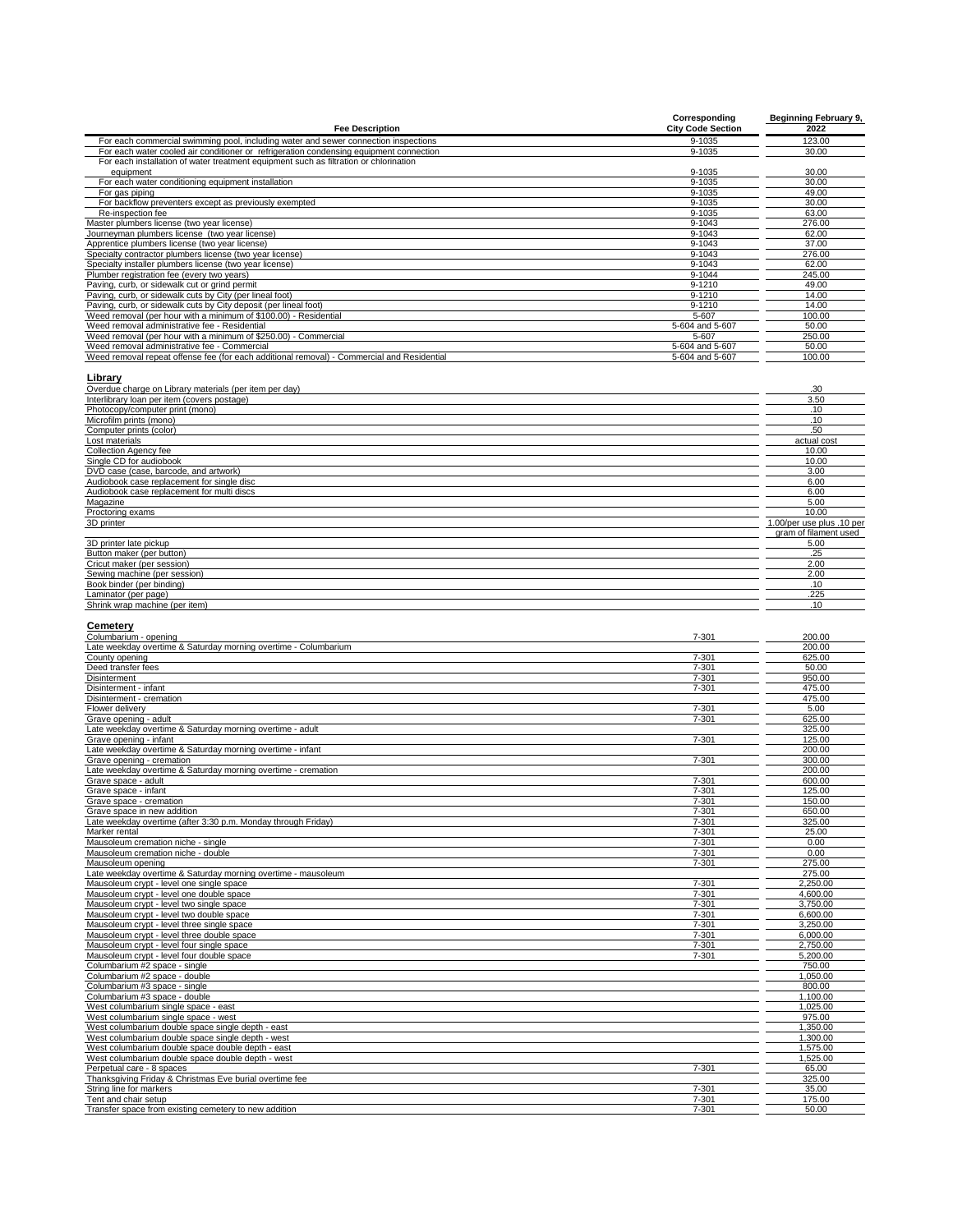| Fee Description | Corresponding City Code Section | Beginning February 9, 2022 |
|---|---|---|
| For each commercial swimming pool, including water and sewer connection inspections | 9-1035 | 123.00 |
| For each water cooled air conditioner or refrigeration condensing equipment connection | 9-1035 | 30.00 |
| For each installation of water treatment equipment such as filtration or chlorination equipment | 9-1035 | 30.00 |
| For each water conditioning equipment installation | 9-1035 | 30.00 |
| For gas piping | 9-1035 | 49.00 |
| For backflow preventers except as previously exempted | 9-1035 | 30.00 |
| Re-inspection fee | 9-1035 | 63.00 |
| Master plumbers license (two year license) | 9-1043 | 276.00 |
| Journeyman plumbers license (two year license) | 9-1043 | 62.00 |
| Apprentice plumbers license (two year license) | 9-1043 | 37.00 |
| Specialty contractor plumbers license (two year license) | 9-1043 | 276.00 |
| Specialty installer plumbers license (two year license) | 9-1043 | 62.00 |
| Plumber registration fee (every two years) | 9-1044 | 245.00 |
| Paving, curb, or sidewalk cut or grind permit | 9-1210 | 49.00 |
| Paving, curb, or sidewalk cuts by City (per lineal foot) | 9-1210 | 14.00 |
| Paving, curb, or sidewalk cuts by City deposit (per lineal foot) | 9-1210 | 14.00 |
| Weed removal (per hour with a minimum of $100.00) - Residential | 5-607 | 100.00 |
| Weed removal administrative fee - Residential | 5-604 and 5-607 | 50.00 |
| Weed removal (per hour with a minimum of $250.00) - Commercial | 5-607 | 250.00 |
| Weed removal administrative fee - Commercial | 5-604 and 5-607 | 50.00 |
| Weed removal repeat offense fee (for each additional removal) - Commercial and Residential | 5-604 and 5-607 | 100.00 |
| **Library** | | |
| Overdue charge on Library materials (per item per day) | | .30 |
| Interlibrary loan per item (covers postage) | | 3.50 |
| Photocopy/computer print (mono) | | .10 |
| Microfilm prints (mono) | | .10 |
| Computer prints (color) | | .50 |
| Lost materials | | actual cost |
| Collection Agency fee | | 10.00 |
| Single CD for audiobook | | 10.00 |
| DVD case (case, barcode, and artwork) | | 3.00 |
| Audiobook case replacement for single disc | | 6.00 |
| Audiobook case replacement for multi discs | | 6.00 |
| Magazine | | 5.00 |
| Proctoring exams | | 10.00 |
| 3D printer | | 1.00/per use plus .10 per gram of filament used |
| 3D printer late pickup | | 5.00 |
| Button maker (per button) | | .25 |
| Cricut maker (per session) | | 2.00 |
| Sewing machine (per session) | | 2.00 |
| Book binder (per binding) | | .10 |
| Laminator (per page) | | .225 |
| Shrink wrap machine (per item) | | .10 |
| **Cemetery** | | |
| Columbarium - opening | 7-301 | 200.00 |
| Late weekday overtime & Saturday morning overtime - Columbarium | | 200.00 |
| County opening | 7-301 | 625.00 |
| Deed transfer fees | 7-301 | 50.00 |
| Disinterment | 7-301 | 950.00 |
| Disinterment - infant | 7-301 | 475.00 |
| Disinterment - cremation | | 475.00 |
| Flower delivery | 7-301 | 5.00 |
| Grave opening - adult | 7-301 | 625.00 |
| Late weekday overtime & Saturday morning overtime - adult | | 325.00 |
| Grave opening - infant | 7-301 | 125.00 |
| Late weekday overtime & Saturday morning overtime - infant | | 200.00 |
| Grave opening - cremation | 7-301 | 300.00 |
| Late weekday overtime & Saturday morning overtime - cremation | | 200.00 |
| Grave space - adult | 7-301 | 600.00 |
| Grave space - infant | 7-301 | 125.00 |
| Grave space - cremation | 7-301 | 150.00 |
| Grave space in new addition | 7-301 | 650.00 |
| Late weekday overtime (after 3:30 p.m. Monday through Friday) | 7-301 | 325.00 |
| Marker rental | 7-301 | 25.00 |
| Mausoleum cremation niche - single | 7-301 | 0.00 |
| Mausoleum cremation niche - double | 7-301 | 0.00 |
| Mausoleum opening | 7-301 | 275.00 |
| Late weekday overtime & Saturday morning overtime - mausoleum | | 275.00 |
| Mausoleum crypt - level one single space | 7-301 | 2,250.00 |
| Mausoleum crypt - level one double space | 7-301 | 4,600.00 |
| Mausoleum crypt - level two single space | 7-301 | 3,750.00 |
| Mausoleum crypt - level two double space | 7-301 | 6,600.00 |
| Mausoleum crypt - level three single space | 7-301 | 3,250.00 |
| Mausoleum crypt - level three double space | 7-301 | 6,000.00 |
| Mausoleum crypt - level four single space | 7-301 | 2,750.00 |
| Mausoleum crypt - level four double space | 7-301 | 5,200.00 |
| Columbarium #2 space - single | | 750.00 |
| Columbarium #2 space - double | | 1,050.00 |
| Columbarium #3 space - single | | 800.00 |
| Columbarium #3 space - double | | 1,100.00 |
| West columbarium single space - east | | 1,025.00 |
| West columbarium single space - west | | 975.00 |
| West columbarium double space single depth - east | | 1,350.00 |
| West columbarium double space single depth - west | | 1,300.00 |
| West columbarium double space double depth - east | | 1,575.00 |
| West columbarium double space double depth - west | | 1,525.00 |
| Perpetual care - 8 spaces | 7-301 | 65.00 |
| Thanksgiving Friday & Christmas Eve burial overtime fee | | 325.00 |
| String line for markers | 7-301 | 35.00 |
| Tent and chair setup | 7-301 | 175.00 |
| Transfer space from existing cemetery to new addition | 7-301 | 50.00 |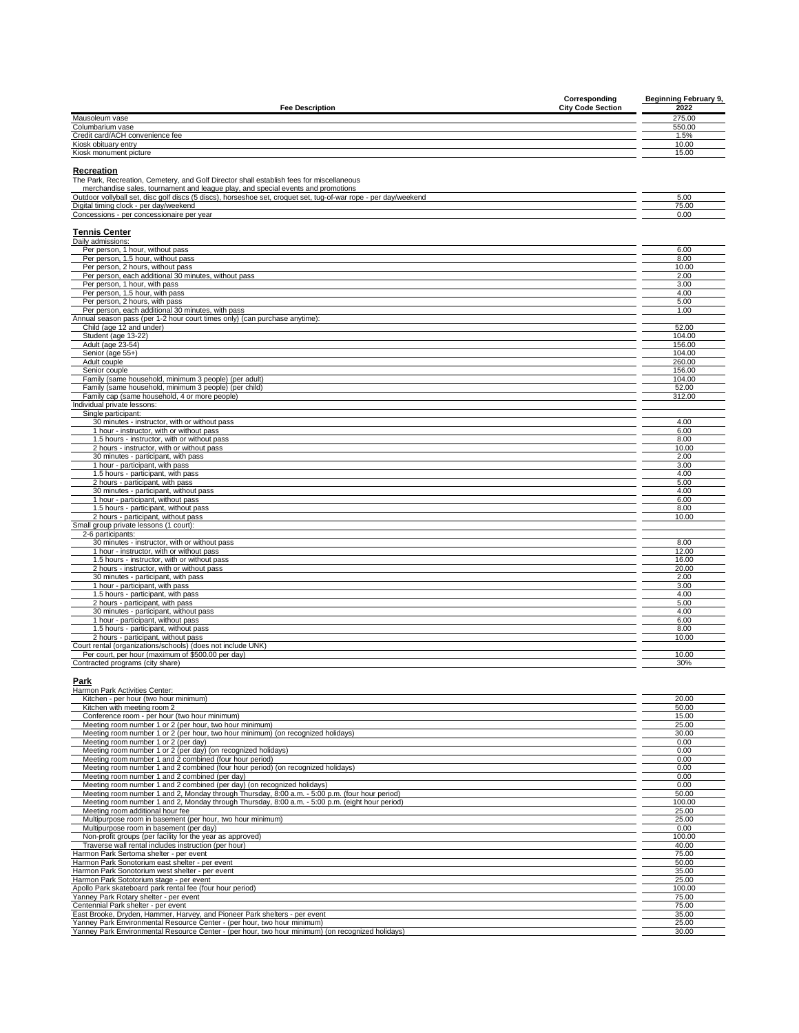| Fee Description | Corresponding City Code Section | Beginning February 9, 2022 |
|---|---|---|
| Mausoleum vase | | 275.00 |
| Columbarium vase | | 550.00 |
| Credit card/ACH convenience fee | | 1.5% |
| Kiosk obituary entry | | 10.00 |
| Kiosk monument picture | | 15.00 |

**Recreation**

The Park, Recreation, Cemetery, and Golf Director shall establish fees for miscellaneous merchandise sales, tournament and league play, and special events and promotions

| Fee Description | Corresponding City Code Section | Beginning February 9, 2022 |
|---|---|---|
| Outdoor vollyball set, disc golf discs (5 discs), horseshoe set, croquet set, tug-of-war rope - per day/weekend | | 5.00 |
| Digital timing clock - per day/weekend | | 75.00 |
| Concessions - per concessionaire per year | | 0.00 |

**Tennis Center**

| Fee Description | Corresponding City Code Section | Beginning February 9, 2022 |
|---|---|---|
| Daily admissions: | | |
| Per person, 1 hour, without pass | | 6.00 |
| Per person, 1.5 hour, without pass | | 8.00 |
| Per person, 2 hours, without pass | | 10.00 |
| Per person, each additional 30 minutes, without pass | | 2.00 |
| Per person, 1 hour, with pass | | 3.00 |
| Per person, 1.5 hour, with pass | | 4.00 |
| Per person, 2 hours, with pass | | 5.00 |
| Per person, each additional 30 minutes, with pass | | 1.00 |
| Annual season pass (per 1-2 hour court times only) (can purchase anytime): | | |
| Child (age 12 and under) | | 52.00 |
| Student (age 13-22) | | 104.00 |
| Adult (age 23-54) | | 156.00 |
| Senior (age 55+) | | 104.00 |
| Adult couple | | 260.00 |
| Senior couple | | 156.00 |
| Family (same household, minimum 3 people) (per adult) | | 104.00 |
| Family (same household, minimum 3 people) (per child) | | 52.00 |
| Family cap (same household, 4 or more people) | | 312.00 |
| Individual private lessons: | | |
| Single participant: | | |
| 30 minutes - instructor, with or without pass | | 4.00 |
| 1 hour - instructor, with or without pass | | 6.00 |
| 1.5 hours - instructor, with or without pass | | 8.00 |
| 2 hours - instructor, with or without pass | | 10.00 |
| 30 minutes - participant, with pass | | 2.00 |
| 1 hour - participant, with pass | | 3.00 |
| 1.5 hours - participant, with pass | | 4.00 |
| 2 hours - participant, with pass | | 5.00 |
| 30 minutes - participant, without pass | | 4.00 |
| 1 hour - participant, without pass | | 6.00 |
| 1.5 hours - participant, without pass | | 8.00 |
| 2 hours - participant, without pass | | 10.00 |
| Small group private lessons (1 court): | | |
| 2-6 participants: | | |
| 30 minutes - instructor, with or without pass | | 8.00 |
| 1 hour - instructor, with or without pass | | 12.00 |
| 1.5 hours - instructor, with or without pass | | 16.00 |
| 2 hours - instructor, with or without pass | | 20.00 |
| 30 minutes - participant, with pass | | 2.00 |
| 1 hour - participant, with pass | | 3.00 |
| 1.5 hours - participant, with pass | | 4.00 |
| 2 hours - participant, with pass | | 5.00 |
| 30 minutes - participant, without pass | | 4.00 |
| 1 hour - participant, without pass | | 6.00 |
| 1.5 hours - participant, without pass | | 8.00 |
| 2 hours - participant, without pass | | 10.00 |
| Court rental (organizations/schools) (does not include UNK) | | |
| Per court, per hour (maximum of $500.00 per day) | | 10.00 |
| Contracted programs (city share) | | 30% |

**Park**

| Fee Description | Corresponding City Code Section | Beginning February 9, 2022 |
|---|---|---|
| Harmon Park Activities Center: | | |
| Kitchen - per hour (two hour minimum) | | 20.00 |
| Kitchen with meeting room 2 | | 50.00 |
| Conference room - per hour (two hour minimum) | | 15.00 |
| Meeting room number 1 or 2 (per hour, two hour minimum) | | 25.00 |
| Meeting room number 1 or 2 (per hour, two hour minimum) (on recognized holidays) | | 30.00 |
| Meeting room number 1 or 2 (per day) | | 0.00 |
| Meeting room number 1 or 2 (per day) (on recognized holidays) | | 0.00 |
| Meeting room number 1 and 2 combined (four hour period) | | 0.00 |
| Meeting room number 1 and 2 combined (four hour period) (on recognized holidays) | | 0.00 |
| Meeting room number 1 and 2 combined (per day) | | 0.00 |
| Meeting room number 1 and 2 combined (per day) (on recognized holidays) | | 0.00 |
| Meeting room number 1 and 2, Monday through Thursday, 8:00 a.m. - 5:00 p.m. (four hour period) | | 50.00 |
| Meeting room number 1 and 2, Monday through Thursday, 8:00 a.m. - 5:00 p.m. (eight hour period) | | 100.00 |
| Meeting room additional hour fee | | 25.00 |
| Multipurpose room in basement (per hour, two hour minimum) | | 25.00 |
| Multipurpose room in basement (per day) | | 0.00 |
| Non-profit groups (per facility for the year as approved) | | 100.00 |
| Traverse wall rental includes instruction (per hour) | | 40.00 |
| Harmon Park Sertoma shelter - per event | | 75.00 |
| Harmon Park Sonotorium east shelter - per event | | 50.00 |
| Harmon Park Sonotorium west shelter - per event | | 35.00 |
| Harmon Park Sototorium stage - per event | | 25.00 |
| Apollo Park skateboard park rental fee (four hour period) | | 100.00 |
| Yanney Park Rotary shelter - per event | | 75.00 |
| Centennial Park shelter - per event | | 75.00 |
| East Brooke, Dryden, Hammer, Harvey, and Pioneer Park shelters - per event | | 35.00 |
| Yanney Park Environmental Resource Center - (per hour, two hour minimum) | | 25.00 |
| Yanney Park Environmental Resource Center - (per hour, two hour minimum) (on recognized holidays) | | 30.00 |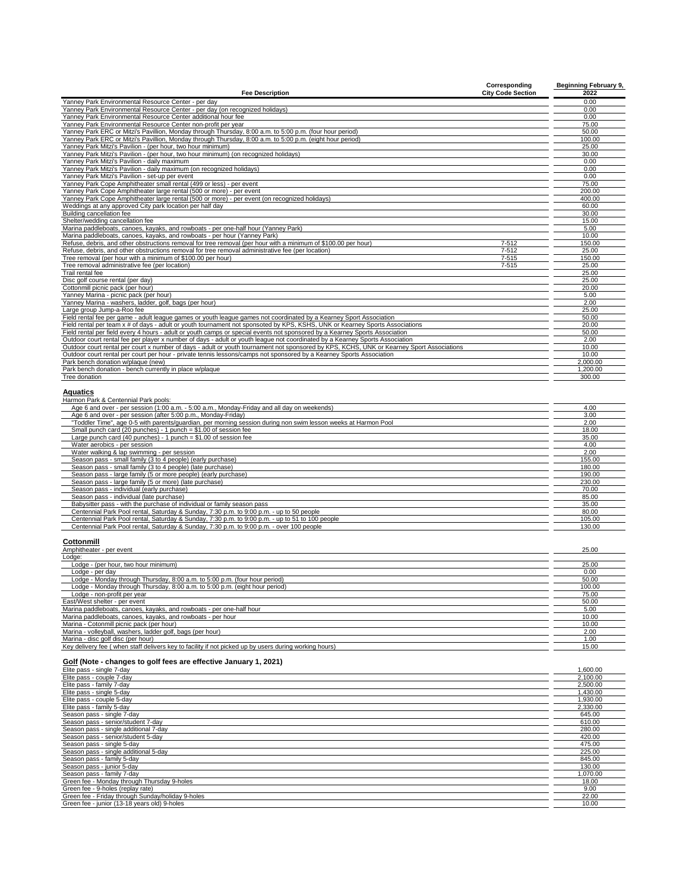| Fee Description | Corresponding City Code Section | Beginning February 9, 2022 |
|---|---|---|
| Yanney Park Environmental Resource Center - per day | | 0.00 |
| Yanney Park Environmental Resource Center - per day (on recognized holidays) | | 0.00 |
| Yanney Park Environmental Resource Center additional hour fee | | 0.00 |
| Yanney Park Environmental Resource Center non-profit per year | | 75.00 |
| Yanney Park ERC or Mitzi's Pavillion, Monday through Thursday, 8:00 a.m. to 5:00 p.m. (four hour period) | | 50.00 |
| Yanney Park ERC or Mitzi's Pavillion, Monday through Thursday, 8:00 a.m. to 5:00 p.m. (eight hour period) | | 100.00 |
| Yanney Park Mitzi's Pavilion - (per hour, two hour minimum) | | 25.00 |
| Yanney Park Mitzi's Pavilion - (per hour, two hour minimum) (on recognized holidays) | | 30.00 |
| Yanney Park Mitzi's Pavilion - daily maximum | | 0.00 |
| Yanney Park Mitzi's Pavilion - daily maximum (on recognized holidays) | | 0.00 |
| Yanney Park Mitzi's Pavilion - set-up per event | | 0.00 |
| Yanney Park Cope Amphitheater small rental (499 or less) - per event | | 75.00 |
| Yanney Park Cope Amphitheater large rental (500 or more) - per event | | 200.00 |
| Yanney Park Cope Amphitheater large rental (500 or more) - per event (on recognized holidays) | | 400.00 |
| Weddings at any approved City park location per half day | | 60.00 |
| Building cancellation fee | | 30.00 |
| Shelter/wedding cancellation fee | | 15.00 |
| Marina paddleboats, canoes, kayaks, and rowboats - per one-half hour (Yanney Park) | | 5.00 |
| Marina paddleboats, canoes, kayaks, and rowboats - per hour (Yanney Park) | | 10.00 |
| Refuse, debris, and other obstructions removal for tree removal (per hour with a minimum of $100.00 per hour) | 7-512 | 150.00 |
| Refuse, debris, and other obstructions removal for tree removal administrative fee (per location) | 7-512 | 25.00 |
| Tree removal (per hour with a minimum of $100.00 per hour) | 7-515 | 150.00 |
| Tree removal administrative fee (per location) | 7-515 | 25.00 |
| Trail rental fee | | 25.00 |
| Disc golf course rental (per day) | | 25.00 |
| Cottonmill picnic pack (per hour) | | 20.00 |
| Yanney Marina - picnic pack (per hour) | | 5.00 |
| Yanney Marina - washers, ladder, golf, bags (per hour) | | 2.00 |
| Large group Jump-a-Roo fee | | 25.00 |
| Field rental fee per game - adult league games or youth league games not coordinated by a Kearney Sport Association | | 50.00 |
| Field rental per team x # of days - adult or youth tournament not sponsoted by KPS, KSHS, UNK or Kearney Sports Associations | | 20.00 |
| Field rental per field every 4 hours - adult or youth camps or special events not sponsored by a Kearney Sports Association | | 50.00 |
| Outdoor court rental fee per player x number of days - adult or youth league not coordinated by a Kearney Sports Association | | 2.00 |
| Outdoor court rental per court x number of days - adult or youth tournament not sponsored by KPS, KCHS, UNK or Kearney Sport Associations | | 10.00 |
| Outdoor court rental per court per hour - private tennis lessons/camps not sponsored by a Kearney Sports Association | | 10.00 |
| Park bench donation w/plaque (new) | | 2,000.00 |
| Park bench donation - bench currently in place w/plaque | | 1,200.00 |
| Tree donation | | 300.00 |

**Aquatics**

| Fee Description | Corresponding City Code Section | Beginning February 9, 2022 |
|---|---|---|
| Harmon Park & Centennial Park pools: | | |
| Age 6 and over - per session (1:00 a.m. - 5:00 a.m., Monday-Friday and all day on weekends) | | 4.00 |
| Age 6 and over - per session (after 5:00 p.m., Monday-Friday) | | 3.00 |
| "Toddler Time", age 0-5 with parents/guardian, per morning session during non swim lesson weeks at Harmon Pool | | 2.00 |
| Small punch card (20 punches) - 1 punch = $1.00 of session fee | | 18.00 |
| Large punch card (40 punches) - 1 punch = $1.00 of session fee | | 35.00 |
| Water aerobics - per session | | 4.00 |
| Water walking & lap swimming - per session | | 2.00 |
| Season pass - small family (3 to 4 people) (early purchase) | | 155.00 |
| Season pass - small family (3 to 4 people) (late purchase) | | 180.00 |
| Season pass - large family (5 or more people) (early purchase) | | 190.00 |
| Season pass - large family (5 or more) (late purchase) | | 230.00 |
| Season pass - individual (early purchase) | | 70.00 |
| Season pass - individual (late purchase) | | 85.00 |
| Babysitter pass - with the purchase of individual or family season pass | | 35.00 |
| Centennial Park Pool rental, Saturday & Sunday, 7:30 p.m. to 9:00 p.m. - up to 50 people | | 80.00 |
| Centennial Park Pool rental, Saturday & Sunday, 7:30 p.m. to 9:00 p.m. - up to 51 to 100 people | | 105.00 |
| Centennial Park Pool rental, Saturday & Sunday, 7:30 p.m. to 9:00 p.m. - over 100 people | | 130.00 |

**Cottonmill**

| Fee Description | Corresponding City Code Section | Beginning February 9, 2022 |
|---|---|---|
| Amphitheater - per event | | 25.00 |
| Lodge: | | |
| Lodge - (per hour, two hour minimum) | | 25.00 |
| Lodge - per day | | 0.00 |
| Lodge - Monday through Thursday, 8:00 a.m. to 5:00 p.m. (four hour period) | | 50.00 |
| Lodge - Monday through Thursday, 8:00 a.m. to 5:00 p.m. (eight hour period) | | 100.00 |
| Lodge - non-profit per year | | 75.00 |
| East/West shelter - per event | | 50.00 |
| Marina paddleboats, canoes, kayaks, and rowboats - per one-half hour | | 5.00 |
| Marina paddleboats, canoes, kayaks, and rowboats - per hour | | 10.00 |
| Marina - Cotonmill picnic pack (per hour) | | 10.00 |
| Marina - volleyball, washers, ladder golf, bags (per hour) | | 2.00 |
| Marina - disc golf disc (per hour) | | 1.00 |
| Key delivery fee ( when staff delivers key to facility if not picked up by users during working hours) | | 15.00 |

**Golf (Note - changes to golf fees are effective January 1, 2021)**

| Fee Description | Corresponding City Code Section | Beginning February 9, 2022 |
|---|---|---|
| Elite pass - single 7-day | | 1,600.00 |
| Elite pass - couple 7-day | | 2,100.00 |
| Elite pass - family 7-day | | 2,500.00 |
| Elite pass - single 5-day | | 1,430.00 |
| Elite pass - couple 5-day | | 1,930.00 |
| Elite pass - family 5-day | | 2,330.00 |
| Season pass - single 7-day | | 645.00 |
| Season pass - senior/student 7-day | | 610.00 |
| Season pass - single additional 7-day | | 280.00 |
| Season pass - senior/student 5-day | | 420.00 |
| Season pass - single 5-day | | 475.00 |
| Season pass - single additional 5-day | | 225.00 |
| Season pass - family 5-day | | 845.00 |
| Season pass - junior 5-day | | 130.00 |
| Season pass - family 7-day | | 1,070.00 |
| Green fee - Monday through Thursday 9-holes | | 18.00 |
| Green fee - 9-holes (replay rate) | | 9.00 |
| Green fee - Friday through Sunday/holiday 9-holes | | 22.00 |
| Green fee - junior (13-18 years old) 9-holes | | 10.00 |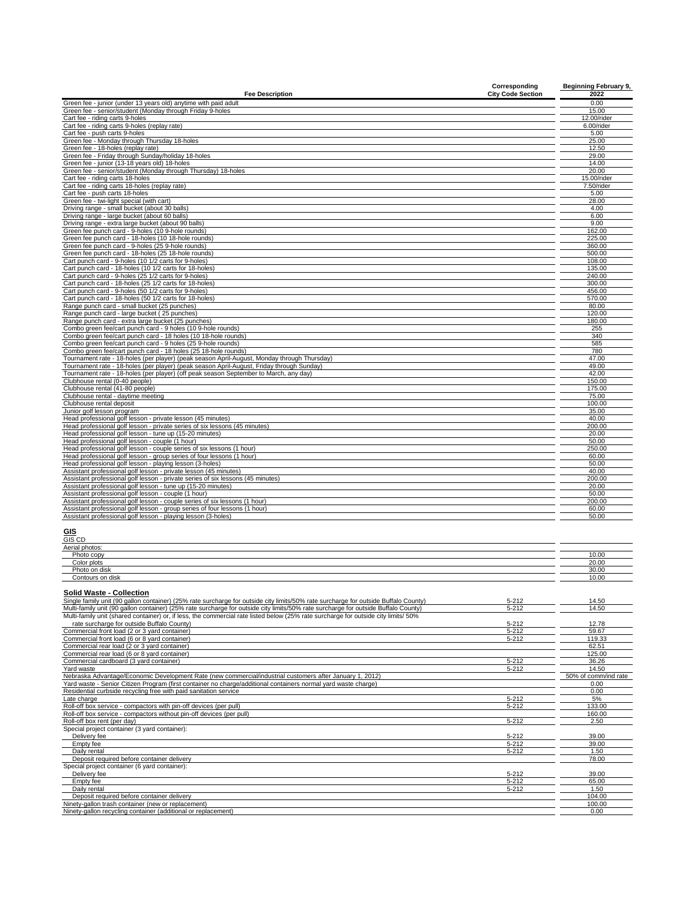| Fee Description | Corresponding City Code Section | Beginning February 9, 2022 |
|---|---|---|
| Green fee - junior (under 13 years old) anytime with paid adult | | 0.00 |
| Green fee - senior/student (Monday through Friday 9-holes | | 15.00 |
| Cart fee - riding carts 9-holes | | 12.00/rider |
| Cart fee - riding carts 9-holes (replay rate) | | 6.00/rider |
| Cart fee - push carts 9-holes | | 5.00 |
| Green fee - Monday through Thursday 18-holes | | 25.00 |
| Green fee - 18-holes (replay rate) | | 12.50 |
| Green fee - Friday through Sunday/holiday 18-holes | | 29.00 |
| Green fee - junior (13-18 years old) 18-holes | | 14.00 |
| Green fee - senior/student (Monday through Thursday) 18-holes | | 20.00 |
| Cart fee - riding carts 18-holes | | 15.00/rider |
| Cart fee - riding carts 18-holes (replay rate) | | 7.50/rider |
| Cart fee - push carts 18-holes | | 5.00 |
| Green fee - twi-light special (with cart) | | 28.00 |
| Driving range - small bucket (about 30 balls) | | 4.00 |
| Driving range - large bucket (about 60 balls) | | 6.00 |
| Driving range - extra large bucket (about 90 balls) | | 9.00 |
| Green fee punch card - 9-holes (10 9-hole rounds) | | 162.00 |
| Green fee punch card - 18-holes (10 18-hole rounds) | | 225.00 |
| Green fee punch card - 9-holes (25 9-hole rounds) | | 360.00 |
| Green fee punch card - 18-holes (25 18-hole rounds) | | 500.00 |
| Cart punch card - 9-holes (10 1/2 carts for 9-holes) | | 108.00 |
| Cart punch card - 18-holes (10 1/2 carts for 18-holes) | | 135.00 |
| Cart punch card - 9-holes (25 1/2 carts for 9-holes) | | 240.00 |
| Cart punch card - 18-holes (25 1/2 carts for 18-holes) | | 300.00 |
| Cart punch card - 9-holes (50 1/2 carts for 9-holes) | | 456.00 |
| Cart punch card - 18-holes (50 1/2 carts for 18-holes) | | 570.00 |
| Range punch card - small bucket (25 punches) | | 80.00 |
| Range punch card - large bucket ( 25 punches) | | 120.00 |
| Range punch card - extra large bucket (25 punches) | | 180.00 |
| Combo green fee/cart punch card - 9 holes (10 9-hole rounds) | | 255 |
| Combo green fee/cart punch card - 18 holes (10 18-hole rounds) | | 340 |
| Combo green fee/cart punch card - 9 holes (25 9-hole rounds) | | 585 |
| Combo green fee/cart punch card - 18 holes (25 18-hole rounds) | | 780 |
| Tournament rate - 18-holes (per player) (peak season April-August, Monday through Thursday) | | 47.00 |
| Tournament rate - 18-holes (per player) (peak season April-August, Friday through Sunday) | | 49.00 |
| Tournament rate - 18-holes (per player) (off peak season September to March, any day) | | 42.00 |
| Clubhouse rental (0-40 people) | | 150.00 |
| Clubhouse rental (41-80 people) | | 175.00 |
| Clubhouse rental - daytime meeting | | 75.00 |
| Clubhouse rental deposit | | 100.00 |
| Junior golf lesson program | | 35.00 |
| Head professional golf lesson - private lesson (45 minutes) | | 40.00 |
| Head professional golf lesson - private series of six lessons (45 minutes) | | 200.00 |
| Head professional golf lesson - tune up (15-20 minutes) | | 20.00 |
| Head professional golf lesson - couple (1 hour) | | 50.00 |
| Head professional golf lesson - couple series of six lessons (1 hour) | | 250.00 |
| Head professional golf lesson - group series of four lessons (1 hour) | | 60.00 |
| Head professional golf lesson - playing lesson (3-holes) | | 50.00 |
| Assistant professional golf lesson - private lesson (45 minutes) | | 40.00 |
| Assistant professional golf lesson - private series of six lessons (45 minutes) | | 200.00 |
| Assistant professional golf lesson - tune up (15-20 minutes) | | 20.00 |
| Assistant professional golf lesson - couple (1 hour) | | 50.00 |
| Assistant professional golf lesson - couple series of six lessons (1 hour) | | 200.00 |
| Assistant professional golf lesson - group series of four lessons (1 hour) | | 60.00 |
| Assistant professional golf lesson - playing lesson (3-holes) | | 50.00 |
| **GIS** | | |
| GIS CD | | |
| Aerial photos: | | |
| Photo copy | | 10.00 |
| Color plots | | 20.00 |
| Photo on disk | | 30.00 |
| Contours on disk | | 10.00 |
| **Solid Waste - Collection** | | |
| Single family unit (90 gallon container) (25% rate surcharge for outside city limits/50% rate surcharge for outside Buffalo County) | 5-212 | 14.50 |
| Multi-family unit (90 gallon container) (25% rate surcharge for outside city limits/50% rate surcharge for outside Buffalo County) | 5-212 | 14.50 |
| Multi-family unit (shared container) or, if less, the commercial rate listed below (25% rate surcharge for outside city limits/ 50% rate surcharge for outside Buffalo County) | 5-212 | 12.78 |
| Commercial front load (2 or 3 yard container) | 5-212 | 59.67 |
| Commercial front load (6 or 8 yard container) | 5-212 | 119.33 |
| Commercial rear load (2 or 3 yard container) | | 62.51 |
| Commercial rear load (6 or 8 yard container) | | 125.00 |
| Commercial cardboard (3 yard container) | 5-212 | 36.26 |
| Yard waste | 5-212 | 14.50 |
| Nebraska Advantage/Economic Development Rate (new commercial/industrial customers after January 1, 2012) | | 50% of comm/ind rate |
| Yard waste - Senior Citizen Program (first container no charge/additional containers normal yard waste charge) | | 0.00 |
| Residential curbside recycling free with paid sanitation service | | 0.00 |
| Late charge | 5-212 | 5% |
| Roll-off box service - compactors with pin-off devices (per pull) | 5-212 | 133.00 |
| Roll-off box service - compactors without pin-off devices (per pull) | | 160.00 |
| Roll-off box rent (per day) | 5-212 | 2.50 |
| Special project container (3 yard container): | | |
| Delivery fee | 5-212 | 39.00 |
| Empty fee | 5-212 | 39.00 |
| Daily rental | 5-212 | 1.50 |
| Deposit required before container delivery | | 78.00 |
| Special project container (6 yard container): | | |
| Delivery fee | 5-212 | 39.00 |
| Empty fee | 5-212 | 65.00 |
| Daily rental | 5-212 | 1.50 |
| Deposit required before container delivery | | 104.00 |
| Ninety-gallon trash container (new or replacement) | | 100.00 |
| Ninety-gallon recycling container (additional or replacement) | | 0.00 |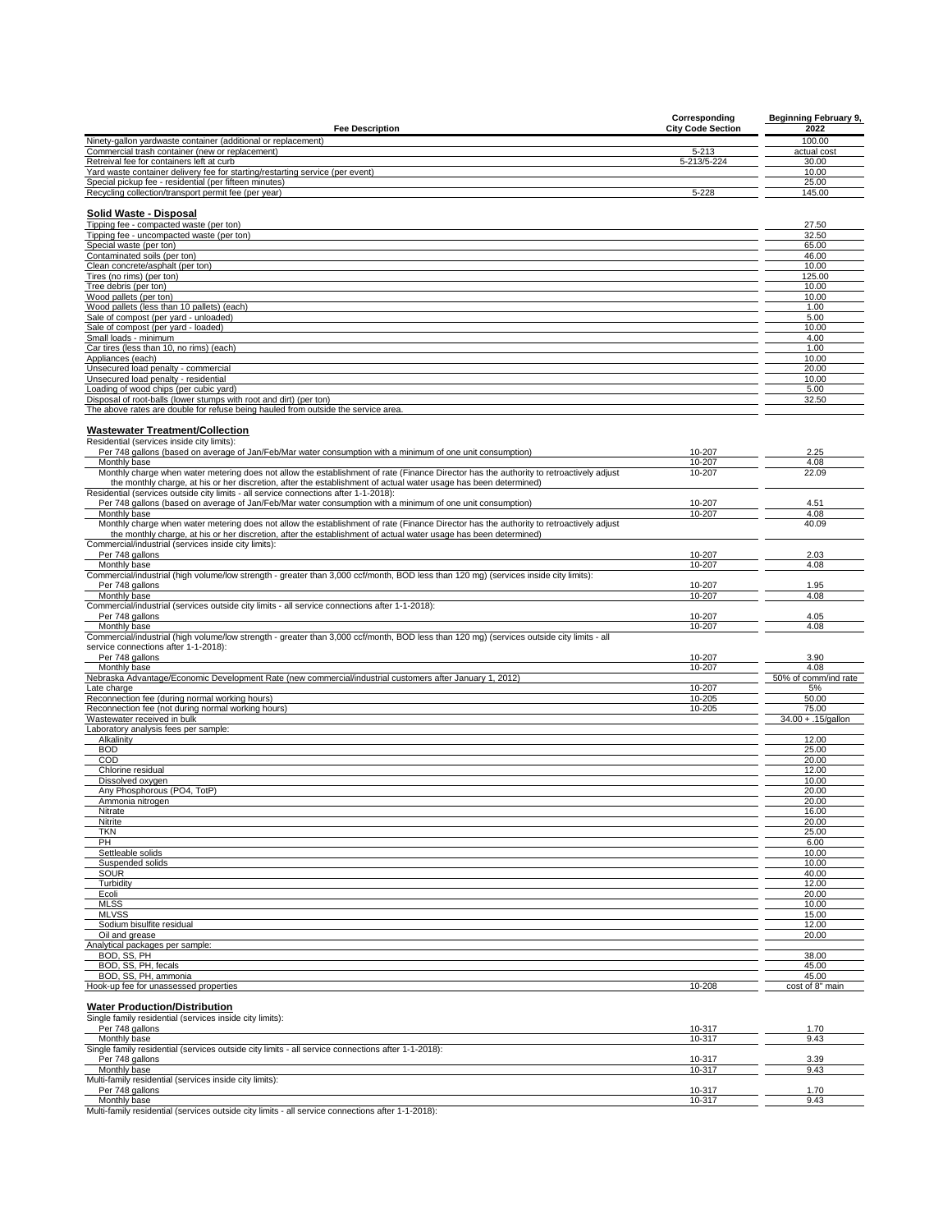| Fee Description | Corresponding City Code Section | Beginning February 9, 2022 |
|---|---|---|
| Ninety-gallon yardwaste container (additional or replacement) | | 100.00 |
| Commercial trash container (new or replacement) | 5-213 | actual cost |
| Retreival fee for containers left at curb | 5-213/5-224 | 30.00 |
| Yard waste container delivery fee for starting/restarting service (per event) | | 10.00 |
| Special pickup fee - residential (per fifteen minutes) | | 25.00 |
| Recycling collection/transport permit fee (per year) | 5-228 | 145.00 |
| | | |
| **Solid Waste - Disposal** | | |
| Tipping fee - compacted waste (per ton) | | 27.50 |
| Tipping fee - uncompacted waste (per ton) | | 32.50 |
| Special waste (per ton) | | 65.00 |
| Contaminated soils (per ton) | | 46.00 |
| Clean concrete/asphalt (per ton) | | 10.00 |
| Tires (no rims) (per ton) | | 125.00 |
| Tree debris (per ton) | | 10.00 |
| Wood pallets (per ton) | | 10.00 |
| Wood pallets (less than 10 pallets) (each) | | 1.00 |
| Sale of compost (per yard - unloaded) | | 5.00 |
| Sale of compost (per yard - loaded) | | 10.00 |
| Small loads - minimum | | 4.00 |
| Car tires (less than 10, no rims) (each) | | 1.00 |
| Appliances (each) | | 10.00 |
| Unsecured load penalty - commercial | | 20.00 |
| Unsecured load penalty - residential | | 10.00 |
| Loading of wood chips (per cubic yard) | | 5.00 |
| Disposal of root-balls (lower stumps with root and dirt) (per ton) | | 32.50 |
| The above rates are double for refuse being hauled from outside the service area. | | |
| | | |
| **Wastewater Treatment/Collection** | | |
| Residential (services inside city limits): | | |
| Per 748 gallons (based on average of Jan/Feb/Mar water consumption with a minimum of one unit consumption) | 10-207 | 2.25 |
| Monthly base | 10-207 | 4.08 |
| Monthly charge when water metering does not allow the establishment of rate (Finance Director has the authority to retroactively adjust the monthly charge, at his or her discretion, after the establishment of actual water usage has been determined) | 10-207 | 22.09 |
| Residential (services outside city limits - all service connections after 1-1-2018): | | |
| Per 748 gallons (based on average of Jan/Feb/Mar water consumption with a minimum of one unit consumption) | 10-207 | 4.51 |
| Monthly base | 10-207 | 4.08 |
| Monthly charge when water metering does not allow the establishment of rate (Finance Director has the authority to retroactively adjust the monthly charge, at his or her discretion, after the establishment of actual water usage has been determined) | | 40.09 |
| Commercial/industrial (services inside city limits): | | |
| Per 748 gallons | 10-207 | 2.03 |
| Monthly base | 10-207 | 4.08 |
| Commercial/industrial (high volume/low strength - greater than 3,000 ccf/month, BOD less than 120 mg) (services inside city limits): | | |
| Per 748 gallons | 10-207 | 1.95 |
| Monthly base | 10-207 | 4.08 |
| Commercial/industrial (services outside city limits - all service connections after 1-1-2018): | | |
| Per 748 gallons | 10-207 | 4.05 |
| Monthly base | 10-207 | 4.08 |
| Commercial/industrial (high volume/low strength - greater than 3,000 ccf/month, BOD less than 120 mg) (services outside city limits - all service connections after 1-1-2018): | | |
| Per 748 gallons | 10-207 | 3.90 |
| Monthly base | 10-207 | 4.08 |
| Nebraska Advantage/Economic Development Rate (new commercial/industrial customers after January 1, 2012) | | 50% of comm/ind rate |
| Late charge | 10-207 | 5% |
| Reconnection fee (during normal working hours) | 10-205 | 50.00 |
| Reconnection fee (not during normal working hours) | 10-205 | 75.00 |
| Wastewater received in bulk | | 34.00 + .15/gallon |
| Laboratory analysis fees per sample: | | |
| Alkalinity | | 12.00 |
| BOD | | 25.00 |
| COD | | 20.00 |
| Chlorine residual | | 12.00 |
| Dissolved oxygen | | 10.00 |
| Any Phosphorous (PO4, TotP) | | 20.00 |
| Ammonia nitrogen | | 20.00 |
| Nitrate | | 16.00 |
| Nitrite | | 20.00 |
| TKN | | 25.00 |
| PH | | 6.00 |
| Settleable solids | | 10.00 |
| Suspended solids | | 10.00 |
| SOUR | | 40.00 |
| Turbidity | | 12.00 |
| Ecoli | | 20.00 |
| MLSS | | 10.00 |
| MLVSS | | 15.00 |
| Sodium bisulfite residual | | 12.00 |
| Oil and grease | | 20.00 |
| Analytical packages per sample: | | |
| BOD, SS, PH | | 38.00 |
| BOD, SS, PH, fecals | | 45.00 |
| BOD, SS, PH, ammonia | | 45.00 |
| Hook-up fee for unassessed properties | 10-208 | cost of 8" main |
| | | |
| **Water Production/Distribution** | | |
| Single family residential (services inside city limits): | | |
| Per 748 gallons | 10-317 | 1.70 |
| Monthly base | 10-317 | 9.43 |
| Single family residential (services outside city limits - all service connections after 1-1-2018): | | |
| Per 748 gallons | 10-317 | 3.39 |
| Monthly base | 10-317 | 9.43 |
| Multi-family residential (services inside city limits): | | |
| Per 748 gallons | 10-317 | 1.70 |
| Monthly base | 10-317 | 9.43 |
| Multi-family residential (services outside city limits - all service connections after 1-1-2018): | | |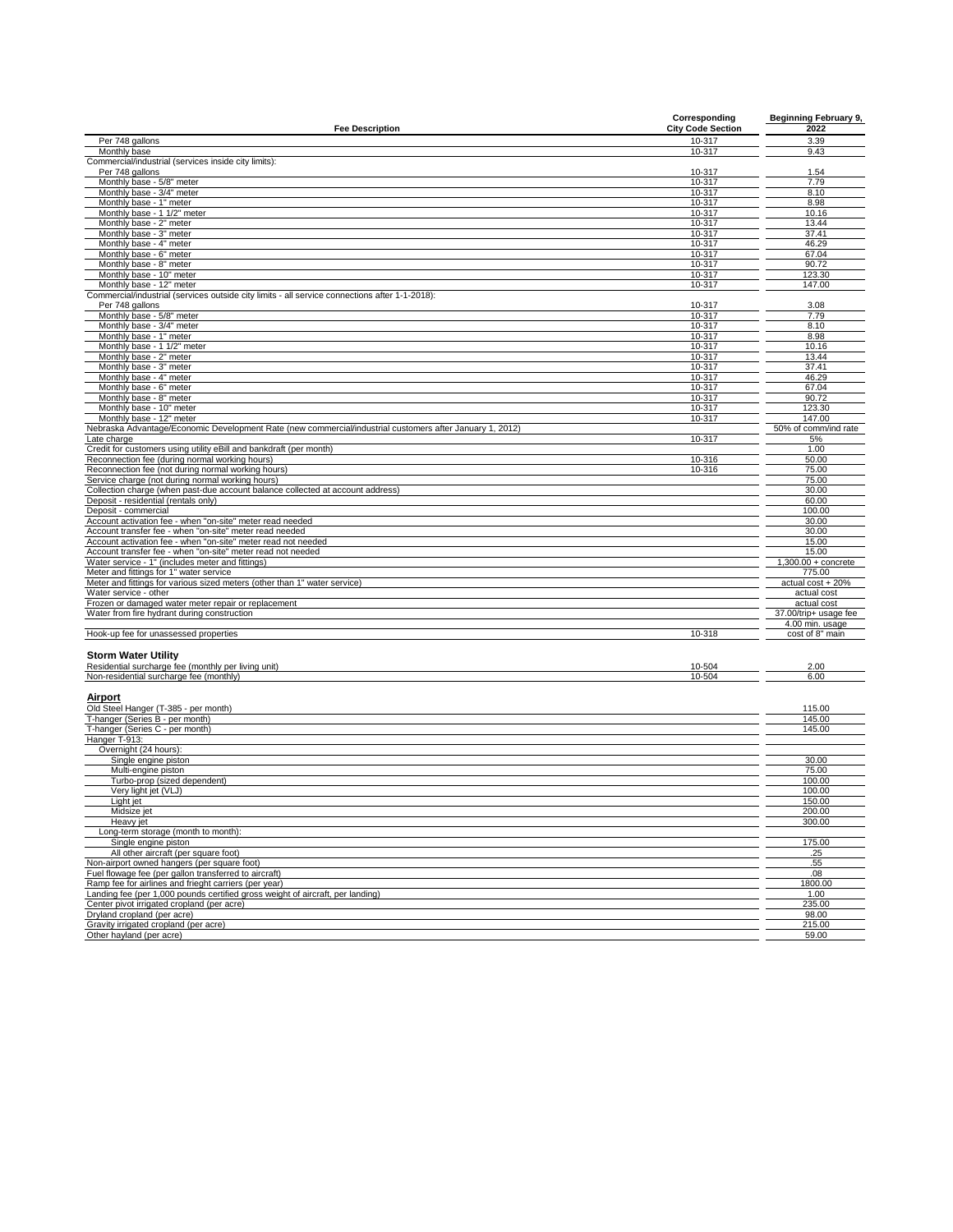| Fee Description | Corresponding City Code Section | Beginning February 9, 2022 |
|---|---|---|
| Per 748 gallons | 10-317 | 3.39 |
| Monthly base | 10-317 | 9.43 |
| Commercial/industrial (services inside city limits): | | |
| Per 748 gallons | 10-317 | 1.54 |
| Monthly base - 5/8" meter | 10-317 | 7.79 |
| Monthly base - 3/4" meter | 10-317 | 8.10 |
| Monthly base - 1" meter | 10-317 | 8.98 |
| Monthly base - 1 1/2" meter | 10-317 | 10.16 |
| Monthly base - 2" meter | 10-317 | 13.44 |
| Monthly base - 3" meter | 10-317 | 37.41 |
| Monthly base - 4" meter | 10-317 | 46.29 |
| Monthly base - 6" meter | 10-317 | 67.04 |
| Monthly base - 8" meter | 10-317 | 90.72 |
| Monthly base - 10" meter | 10-317 | 123.30 |
| Monthly base - 12" meter | 10-317 | 147.00 |
| Commercial/industrial (services outside city limits - all service connections after 1-1-2018): | | |
| Per 748 gallons | 10-317 | 3.08 |
| Monthly base - 5/8" meter | 10-317 | 7.79 |
| Monthly base - 3/4" meter | 10-317 | 8.10 |
| Monthly base - 1" meter | 10-317 | 8.98 |
| Monthly base - 1 1/2" meter | 10-317 | 10.16 |
| Monthly base - 2" meter | 10-317 | 13.44 |
| Monthly base - 3" meter | 10-317 | 37.41 |
| Monthly base - 4" meter | 10-317 | 46.29 |
| Monthly base - 6" meter | 10-317 | 67.04 |
| Monthly base - 8" meter | 10-317 | 90.72 |
| Monthly base - 10" meter | 10-317 | 123.30 |
| Monthly base - 12" meter | 10-317 | 147.00 |
| Nebraska Advantage/Economic Development Rate (new commercial/industrial customers after January 1, 2012) | | 50% of comm/ind rate |
| Late charge | 10-317 | 5% |
| Credit for customers using utility eBill and bankdraft (per month) | | 1.00 |
| Reconnection fee (during normal working hours) | 10-316 | 50.00 |
| Reconnection fee (not during normal working hours) | 10-316 | 75.00 |
| Service charge (not during normal working hours) | | 75.00 |
| Collection charge (when past-due account balance collected at account address) | | 30.00 |
| Deposit - residential (rentals only) | | 60.00 |
| Deposit - commercial | | 100.00 |
| Account activation fee - when "on-site" meter read needed | | 30.00 |
| Account transfer fee - when "on-site" meter read needed | | 30.00 |
| Account activation fee - when "on-site" meter read not needed | | 15.00 |
| Account transfer fee - when "on-site" meter read not needed | | 15.00 |
| Water service - 1" (includes meter and fittings) | | 1,300.00 + concrete |
| Meter and fittings for 1" water service | | 775.00 |
| Meter and fittings for various sized meters (other than 1" water service) | | actual cost + 20% |
| Water service - other | | actual cost |
| Frozen or damaged water meter repair or replacement | | actual cost |
| Water from fire hydrant during construction | | 37.00/trip+ usage fee 4.00 min. usage |
| Hook-up fee for unassessed properties | 10-318 | cost of 8" main |

**Storm Water Utility**

| | | |
|---|---|---|
| Residential surcharge fee (monthly per living unit) | 10-504 | 2.00 |
| Non-residential surcharge fee (monthly) | 10-504 | 6.00 |

**Airport**

| | | |
|---|---|---|
| Old Steel Hanger (T-385 - per month) | | 115.00 |
| T-hanger (Series B - per month) | | 145.00 |
| T-hanger (Series C - per month) | | 145.00 |
| Hanger T-913: | | |
| Overnight (24 hours): | | |
| Single engine piston | | 30.00 |
| Multi-engine piston | | 75.00 |
| Turbo-prop (sized dependent) | | 100.00 |
| Very light jet (VLJ) | | 100.00 |
| Light jet | | 150.00 |
| Midsize jet | | 200.00 |
| Heavy jet | | 300.00 |
| Long-term storage (month to month): | | |
| Single engine piston | | 175.00 |
| All other aircraft (per square foot) | | .25 |
| Non-airport owned hangers (per square foot) | | .55 |
| Fuel flowage fee (per gallon transferred to aircraft) | | .08 |
| Ramp fee for airlines and frieght carriers (per year) | | 1800.00 |
| Landing fee (per 1,000 pounds certified gross weight of aircraft, per landing) | | 1.00 |
| Center pivot irrigated cropland (per acre) | | 235.00 |
| Dryland cropland (per acre) | | 98.00 |
| Gravity irrigated cropland (per acre) | | 215.00 |
| Other hayland (per acre) | | 59.00 |